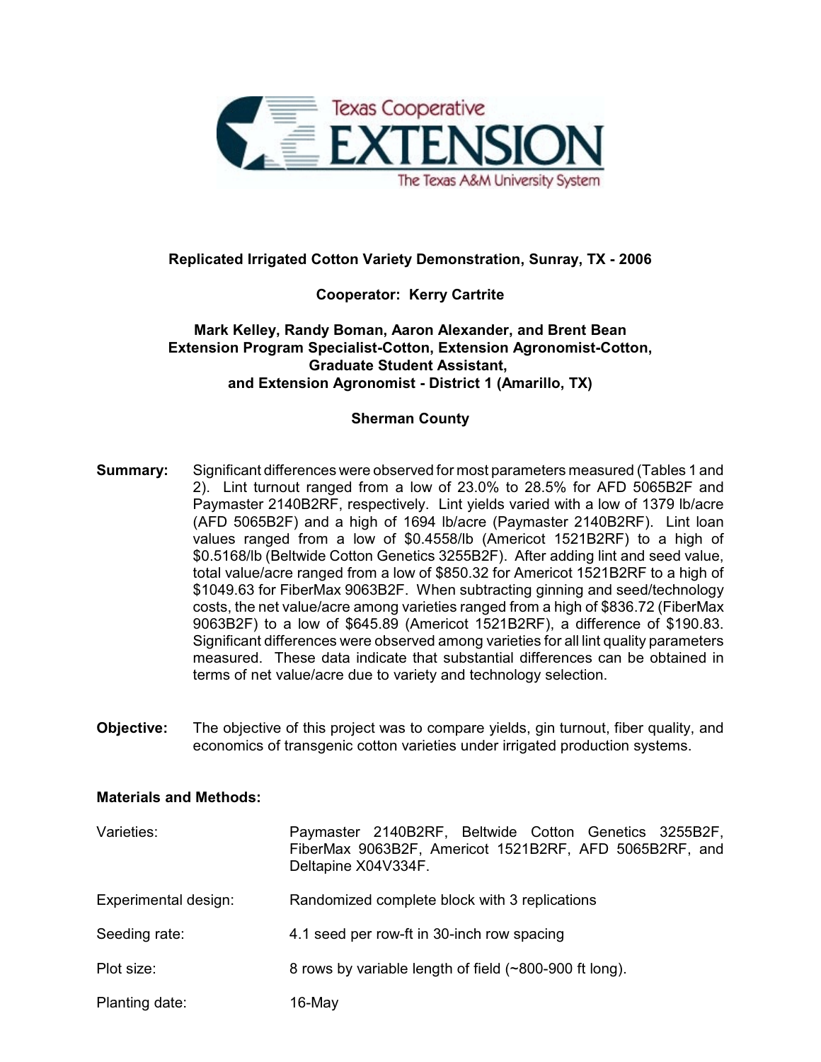**Replicated Irrigated Cotton Variety Demonstration, Sunray, TX - 2006**

**Cooperator: Kerry Cartrite**

**Mark Kelley, Randy Boman, Aaron Alexander, and Brent Bean**
**Extension Program Specialist-Cotton, Extension Agronomist-Cotton,**
**Graduate Student Assistant,**
**and Extension Agronomist - District 1 (Amarillo, TX)**

**Sherman County**

**Summary:** Significant differences were observed for most parameters measured (Tables 1 and 2). Lint turnout ranged from a low of 23.0% to 28.5% for AFD 5065B2F and Paymaster 2140B2RF, respectively. Lint yields varied with a low of 1379 lb/acre (AFD 5065B2F) and a high of 1694 lb/acre (Paymaster 2140B2RF). Lint loan values ranged from a low of $0.4558/lb (Americot 1521B2RF) to a high of $0.5168/lb (Beltwide Cotton Genetics 3255B2F). After adding lint and seed value, total value/acre ranged from a low of $850.32 for Americot 1521B2RF to a high of $1049.63 for FiberMax 9063B2F. When subtracting ginning and seed/technology costs, the net value/acre among varieties ranged from a high of $836.72 (FiberMax 9063B2F) to a low of $645.89 (Americot 1521B2RF), a difference of $190.83. Significant differences were observed among varieties for all lint quality parameters measured. These data indicate that substantial differences can be obtained in terms of net value/acre due to variety and technology selection.

**Objective:** The objective of this project was to compare yields, gin turnout, fiber quality, and economics of transgenic cotton varieties under irrigated production systems.

**Materials and Methods:**

Varieties: Paymaster 2140B2RF, Beltwide Cotton Genetics 3255B2F, FiberMax 9063B2F, Americot 1521B2RF, AFD 5065B2RF, and Deltapine X04V334F.

Experimental design: Randomized complete block with 3 replications

Seeding rate: 4.1 seed per row-ft in 30-inch row spacing

Plot size: 8 rows by variable length of field (~800-900 ft long).

Planting date: 16-May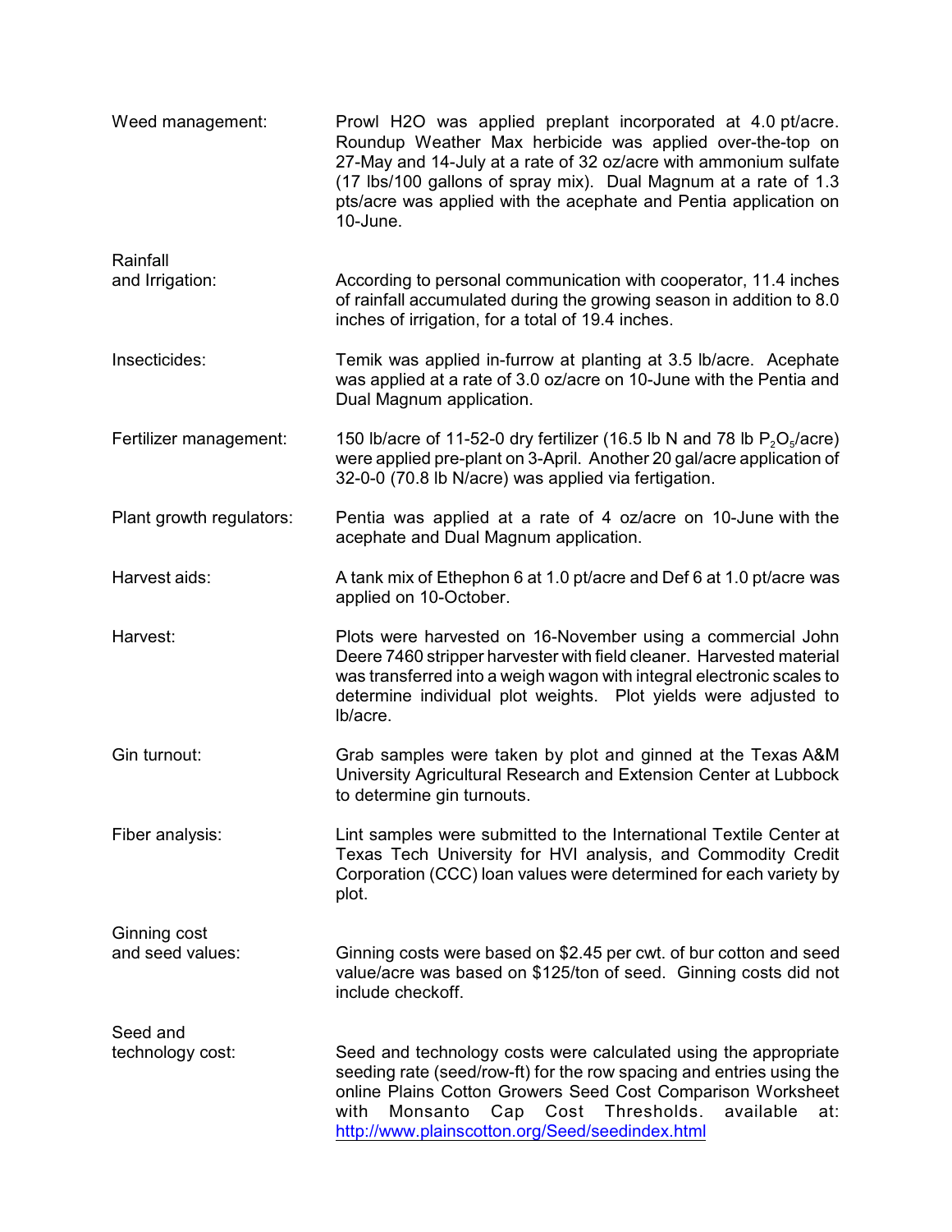**Weed management:** Prowl H2O was applied preplant incorporated at 4.0 pt/acre. Roundup Weather Max herbicide was applied over-the-top on 27-May and 14-July at a rate of 32 oz/acre with ammonium sulfate (17 lbs/100 gallons of spray mix). Dual Magnum at a rate of 1.3 pts/acre was applied with the acephate and Pentia application on 10-June.

**Rainfall and Irrigation:** According to personal communication with cooperator, 11.4 inches of rainfall accumulated during the growing season in addition to 8.0 inches of irrigation, for a total of 19.4 inches.

**Insecticides:** Temik was applied in-furrow at planting at 3.5 lb/acre. Acephate was applied at a rate of 3.0 oz/acre on 10-June with the Pentia and Dual Magnum application.

**Fertilizer management:** 150 lb/acre of 11-52-0 dry fertilizer (16.5 lb N and 78 lb $P_2O_5$/acre) were applied pre-plant on 3-April. Another 20 gal/acre application of 32-0-0 (70.8 lb N/acre) was applied via fertigation.

**Plant growth regulators:** Pentia was applied at a rate of 4 oz/acre on 10-June with the acephate and Dual Magnum application.

**Harvest aids:** A tank mix of Ethephon 6 at 1.0 pt/acre and Def 6 at 1.0 pt/acre was applied on 10-October.

**Harvest:** Plots were harvested on 16-November using a commercial John Deere 7460 stripper harvester with field cleaner. Harvested material was transferred into a weigh wagon with integral electronic scales to determine individual plot weights. Plot yields were adjusted to lb/acre.

**Gin turnout:** Grab samples were taken by plot and ginned at the Texas A&M University Agricultural Research and Extension Center at Lubbock to determine gin turnouts.

**Fiber analysis:** Lint samples were submitted to the International Textile Center at Texas Tech University for HVI analysis, and Commodity Credit Corporation (CCC) loan values were determined for each variety by plot.

**Ginning cost and seed values:** Ginning costs were based on $2.45 per cwt. of bur cotton and seed value/acre was based on $125/ton of seed. Ginning costs did not include checkoff.

**Seed and technology cost:** Seed and technology costs were calculated using the appropriate seeding rate (seed/row-ft) for the row spacing and entries using the online Plains Cotton Growers Seed Cost Comparison Worksheet with Monsanto Cap Cost Thresholds. available at: [http://www.plainscotton.org/Seed/seedindex.html](http://www.plainscotton.org/Seed/seedindex.html)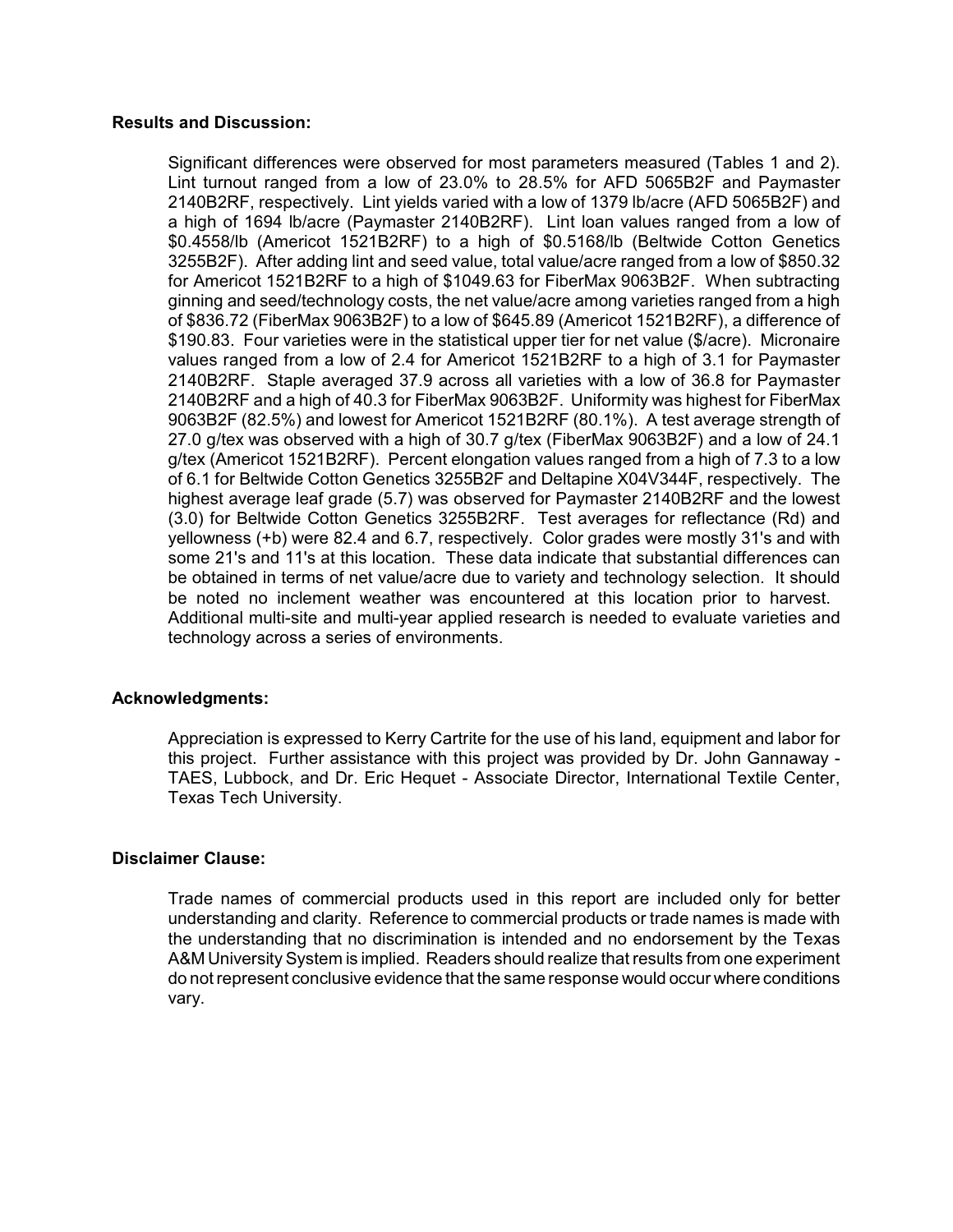**Results and Discussion:**

Significant differences were observed for most parameters measured (Tables 1 and 2). Lint turnout ranged from a low of 23.0% to 28.5% for AFD 5065B2F and Paymaster 2140B2RF, respectively. Lint yields varied with a low of 1379 lb/acre (AFD 5065B2F) and a high of 1694 lb/acre (Paymaster 2140B2RF). Lint loan values ranged from a low of $0.4558/lb (Americot 1521B2RF) to a high of $0.5168/lb (Beltwide Cotton Genetics 3255B2F). After adding lint and seed value, total value/acre ranged from a low of $850.32 for Americot 1521B2RF to a high of $1049.63 for FiberMax 9063B2F. When subtracting ginning and seed/technology costs, the net value/acre among varieties ranged from a high of $836.72 (FiberMax 9063B2F) to a low of $645.89 (Americot 1521B2RF), a difference of $190.83. Four varieties were in the statistical upper tier for net value ($/acre). Micronaire values ranged from a low of 2.4 for Americot 1521B2RF to a high of 3.1 for Paymaster 2140B2RF. Staple averaged 37.9 across all varieties with a low of 36.8 for Paymaster 2140B2RF and a high of 40.3 for FiberMax 9063B2F. Uniformity was highest for FiberMax 9063B2F (82.5%) and lowest for Americot 1521B2RF (80.1%). A test average strength of 27.0 g/tex was observed with a high of 30.7 g/tex (FiberMax 9063B2F) and a low of 24.1 g/tex (Americot 1521B2RF). Percent elongation values ranged from a high of 7.3 to a low of 6.1 for Beltwide Cotton Genetics 3255B2F and Deltapine X04V344F, respectively. The highest average leaf grade (5.7) was observed for Paymaster 2140B2RF and the lowest (3.0) for Beltwide Cotton Genetics 3255B2RF. Test averages for reflectance (Rd) and yellowness (+b) were 82.4 and 6.7, respectively. Color grades were mostly 31's and with some 21's and 11's at this location. These data indicate that substantial differences can be obtained in terms of net value/acre due to variety and technology selection. It should be noted no inclement weather was encountered at this location prior to harvest. Additional multi-site and multi-year applied research is needed to evaluate varieties and technology across a series of environments.

**Acknowledgments:**

Appreciation is expressed to Kerry Cartrite for the use of his land, equipment and labor for this project. Further assistance with this project was provided by Dr. John Gannaway - TAES, Lubbock, and Dr. Eric Hequet - Associate Director, International Textile Center, Texas Tech University.

**Disclaimer Clause:**

Trade names of commercial products used in this report are included only for better understanding and clarity. Reference to commercial products or trade names is made with the understanding that no discrimination is intended and no endorsement by the Texas A&M University System is implied. Readers should realize that results from one experiment do not represent conclusive evidence that the same response would occur where conditions vary.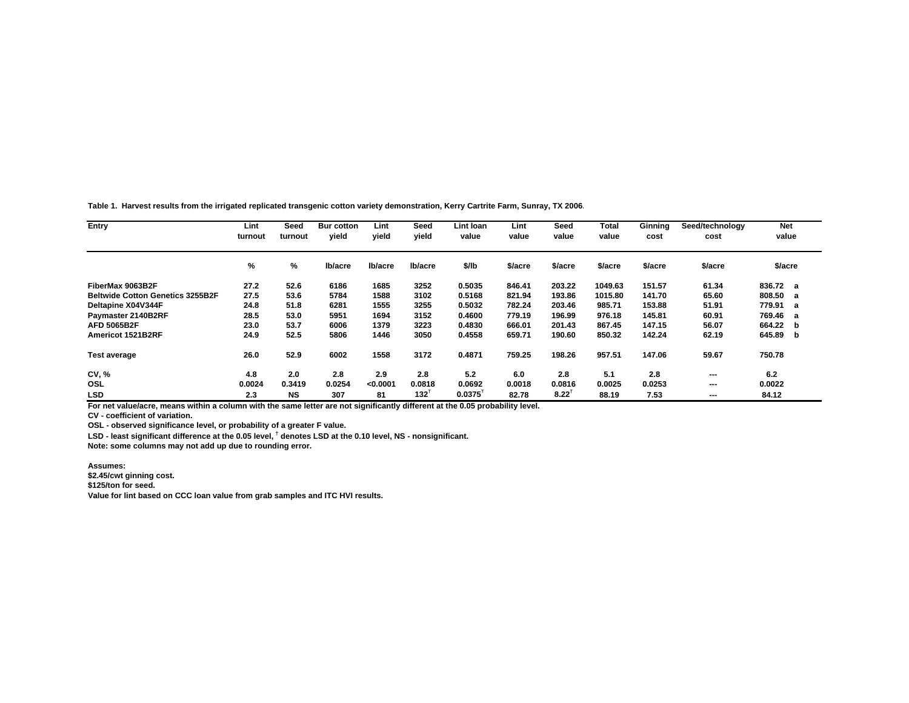**Table 1. Harvest results from the irrigated replicated transgenic cotton variety demonstration, Kerry Cartrite Farm, Sunray, TX 2006.**

| Entry | Lint turnout | Seed turnout | Bur cotton yield | Lint yield | Seed yield | Lint loan value | Lint value | Seed value | Total value | Ginning cost | Seed/technology cost | Net value | |
|---|---|---|---|---|---|---|---|---|---|---|---|---|---|
| | % | % | lb/acre | lb/acre | lb/acre | $/lb | $/acre | $/acre | $/acre | $/acre | $/acre | $/acre | |
| FiberMax 9063B2F | 27.2 | 52.6 | 6186 | 1685 | 3252 | 0.5035 | 846.41 | 203.22 | 1049.63 | 151.57 | 61.34 | 836.72 | a |
| Beltwide Cotton Genetics 3255B2F | 27.5 | 53.6 | 5784 | 1588 | 3102 | 0.5168 | 821.94 | 193.86 | 1015.80 | 141.70 | 65.60 | 808.50 | a |
| Deltapine X04V344F | 24.8 | 51.8 | 6281 | 1555 | 3255 | 0.5032 | 782.24 | 203.46 | 985.71 | 153.88 | 51.91 | 779.91 | a |
| Paymaster 2140B2RF | 28.5 | 53.0 | 5951 | 1694 | 3152 | 0.4600 | 779.19 | 196.99 | 976.18 | 145.81 | 60.91 | 769.46 | a |
| AFD 5065B2F | 23.0 | 53.7 | 6006 | 1379 | 3223 | 0.4830 | 666.01 | 201.43 | 867.45 | 147.15 | 56.07 | 664.22 | b |
| Americot 1521B2RF | 24.9 | 52.5 | 5806 | 1446 | 3050 | 0.4558 | 659.71 | 190.60 | 850.32 | 142.24 | 62.19 | 645.89 | b |
| Test average | 26.0 | 52.9 | 6002 | 1558 | 3172 | 0.4871 | 759.25 | 198.26 | 957.51 | 147.06 | 59.67 | 750.78 | |
| CV, % | 4.8 | 2.0 | 2.8 | 2.9 | 2.8 | 5.2 | 6.0 | 2.8 | 5.1 | 2.8 | --- | 6.2 | |
| OSL | 0.0024 | 0.3419 | 0.0254 | <0.0001 | 0.0818 | 0.0692 | 0.0018 | 0.0816 | 0.0025 | 0.0253 | --- | 0.0022 | |
| LSD | 2.3 | NS | 307 | 81 | 132† | 0.0375† | 82.78 | 8.22† | 88.19 | 7.53 | --- | 84.12 | |

For net value/acre, means within a column with the same letter are not significantly different at the 0.05 probability level.
CV - coefficient of variation.
OSL - observed significance level, or probability of a greater F value.
LSD - least significant difference at the 0.05 level, † denotes LSD at the 0.10 level, NS - nonsignificant.
Note: some columns may not add up due to rounding error.

Assumes:
$2.45/cwt ginning cost.
$125/ton for seed.
Value for lint based on CCC loan value from grab samples and ITC HVI results.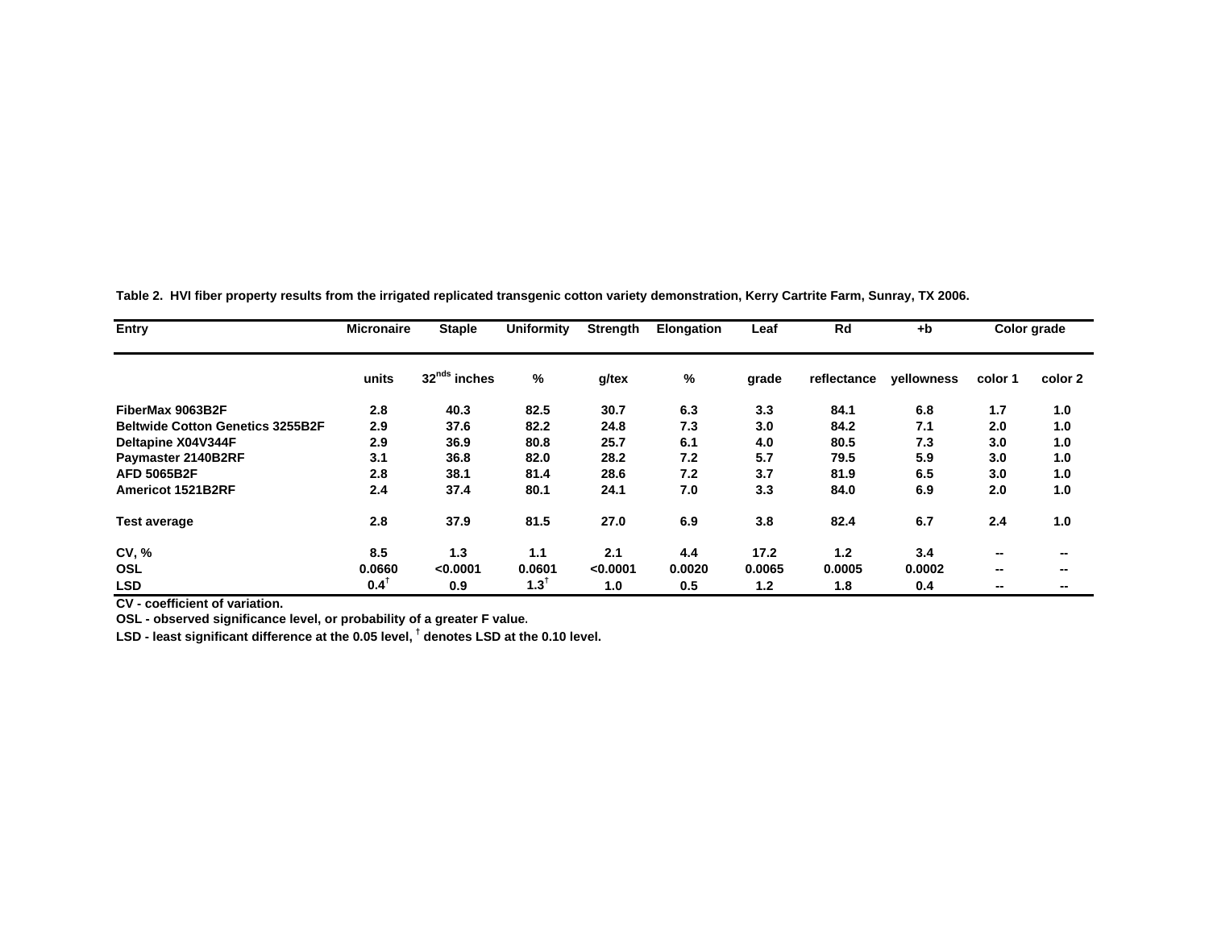**Table 2. HVI fiber property results from the irrigated replicated transgenic cotton variety demonstration, Kerry Cartrite Farm, Sunray, TX 2006.**

| Entry | Micronaire | Staple | Uniformity | Strength | Elongation | Leaf | Rd | +b | Color grade | |
|---|---|---|---|---|---|---|---|---|---|---|
| | units | $32^{nds}$ inches | % | g/tex | % | grade | reflectance | yellowness | color 1 | color 2 |
| FiberMax 9063B2F | 2.8 | 40.3 | 82.5 | 30.7 | 6.3 | 3.3 | 84.1 | 6.8 | 1.7 | 1.0 |
| Beltwide Cotton Genetics 3255B2F | 2.9 | 37.6 | 82.2 | 24.8 | 7.3 | 3.0 | 84.2 | 7.1 | 2.0 | 1.0 |
| Deltapine X04V344F | 2.9 | 36.9 | 80.8 | 25.7 | 6.1 | 4.0 | 80.5 | 7.3 | 3.0 | 1.0 |
| Paymaster 2140B2RF | 3.1 | 36.8 | 82.0 | 28.2 | 7.2 | 5.7 | 79.5 | 5.9 | 3.0 | 1.0 |
| AFD 5065B2F | 2.8 | 38.1 | 81.4 | 28.6 | 7.2 | 3.7 | 81.9 | 6.5 | 3.0 | 1.0 |
| Americot 1521B2RF | 2.4 | 37.4 | 80.1 | 24.1 | 7.0 | 3.3 | 84.0 | 6.9 | 2.0 | 1.0 |
| Test average | 2.8 | 37.9 | 81.5 | 27.0 | 6.9 | 3.8 | 82.4 | 6.7 | 2.4 | 1.0 |
| CV, % | 8.5 | 1.3 | 1.1 | 2.1 | 4.4 | 17.2 | 1.2 | 3.4 | -- | -- |
| OSL | 0.0660 | <0.0001 | 0.0601 | <0.0001 | 0.0020 | 0.0065 | 0.0005 | 0.0002 | -- | -- |
| LSD | 0.4† | 0.9 | 1.3† | 1.0 | 0.5 | 1.2 | 1.8 | 0.4 | -- | -- |

CV - coefficient of variation.

OSL - observed significance level, or probability of a greater F value.

LSD - least significant difference at the 0.05 level, † denotes LSD at the 0.10 level.